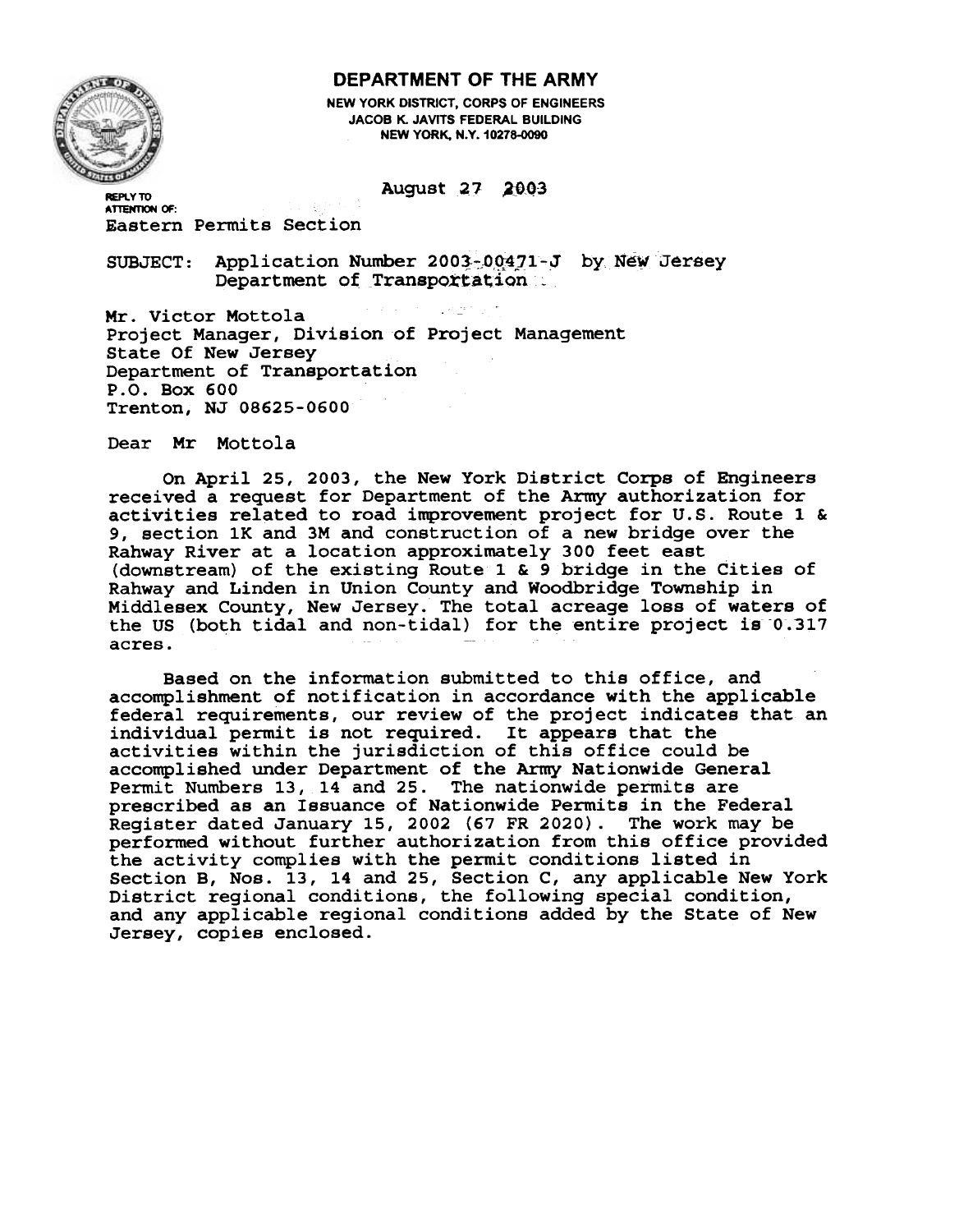# DEPARTMENT OF THE ARMY

NEW YORK DISTRICT, CORPS OF ENGINEERS
JACOB K. JAVITS FEDERAL BUILDING
NEW YORK, N.Y. 10278-0090

August 27 2003

REPLY TO
ATTENTION OF:
Eastern Permits Section

SUBJECT: Application Number 2003-00471-J by New Jersey Department of Transportation

Mr. Victor Mottola
Project Manager, Division of Project Management
State Of New Jersey
Department of Transportation
P.O. Box 600
Trenton, NJ 08625-0600

Dear Mr Mottola

On April 25, 2003, the New York District Corps of Engineers received a request for Department of the Army authorization for activities related to road improvement project for U.S. Route 1 & 9, section 1K and 3M and construction of a new bridge over the Rahway River at a location approximately 300 feet east (downstream) of the existing Route 1 & 9 bridge in the Cities of Rahway and Linden in Union County and Woodbridge Township in Middlesex County, New Jersey. The total acreage loss of waters of the US (both tidal and non-tidal) for the entire project is 0.317 acres.

Based on the information submitted to this office, and accomplishment of notification in accordance with the applicable federal requirements, our review of the project indicates that an individual permit is not required. It appears that the activities within the jurisdiction of this office could be accomplished under Department of the Army Nationwide General Permit Numbers 13, 14 and 25. The nationwide permits are prescribed as an Issuance of Nationwide Permits in the Federal Register dated January 15, 2002 (67 FR 2020). The work may be performed without further authorization from this office provided the activity complies with the permit conditions listed in Section B, Nos. 13, 14 and 25, Section C, any applicable New York District regional conditions, the following special condition, and any applicable regional conditions added by the State of New Jersey, copies enclosed.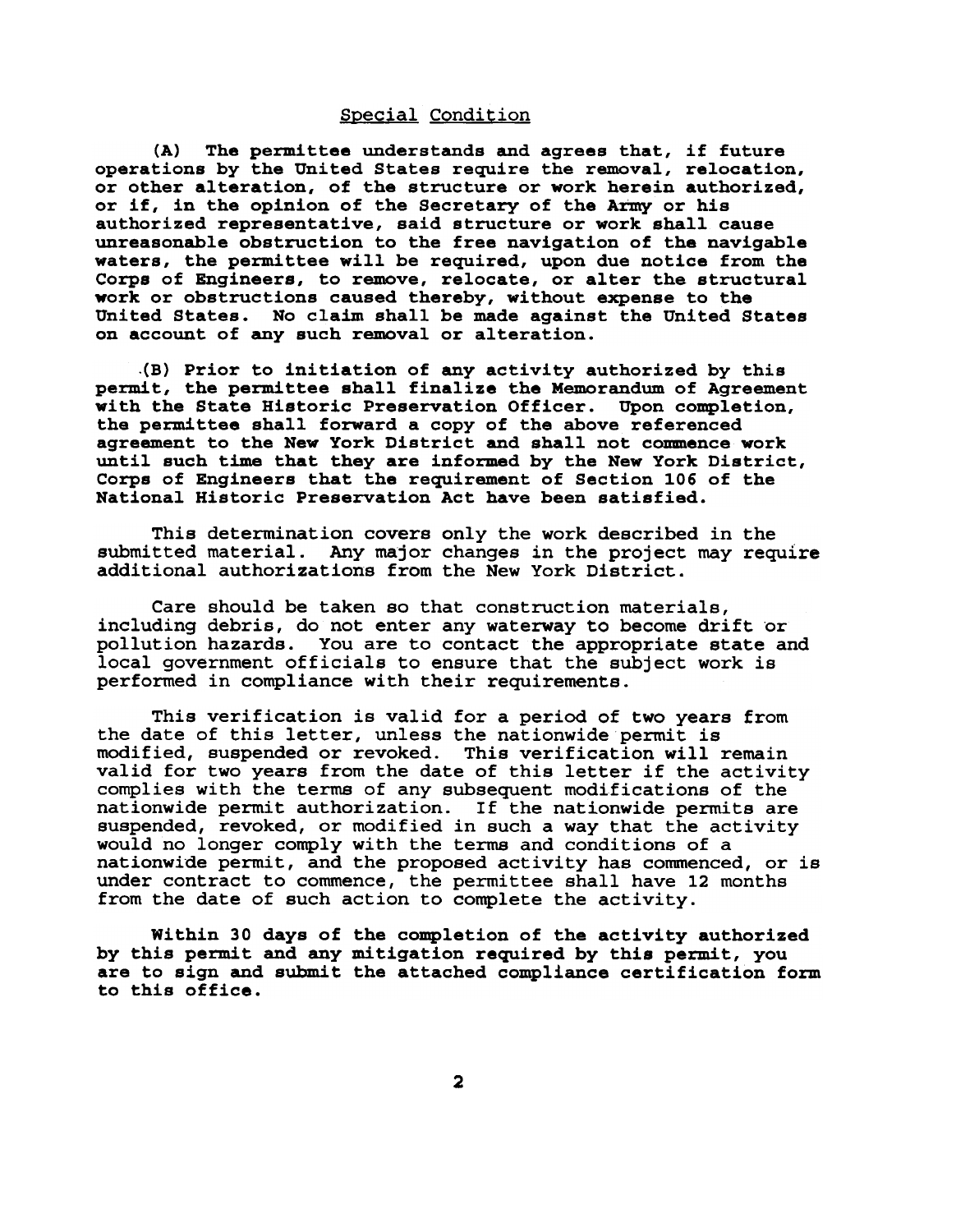## Special Condition

**(A) The permittee understands and agrees that, if future operations by the United States require the removal, relocation, or other alteration, of the structure or work herein authorized, or if, in the opinion of the Secretary of the Army or his authorized representative, said structure or work shall cause unreasonable obstruction to the free navigation of the navigable waters, the permittee will be required, upon due notice from the Corps of Engineers, to remove, relocate, or alter the structural work or obstructions caused thereby, without expense to the United States. No claim shall be made against the United States on account of any such removal or alteration.**

**(B) Prior to initiation of any activity authorized by this permit, the permittee shall finalize the Memorandum of Agreement with the State Historic Preservation Officer. Upon completion, the permittee shall forward a copy of the above referenced agreement to the New York District and shall not commence work until such time that they are informed by the New York District, Corps of Engineers that the requirement of Section 106 of the National Historic Preservation Act have been satisfied.**

This determination covers only the work described in the submitted material. Any major changes in the project may require additional authorizations from the New York District.

Care should be taken so that construction materials, including debris, do not enter any waterway to become drift or pollution hazards. You are to contact the appropriate state and local government officials to ensure that the subject work is performed in compliance with their requirements.

This verification is valid for a period of two years from the date of this letter, unless the nationwide permit is modified, suspended or revoked. This verification will remain valid for two years from the date of this letter if the activity complies with the terms of any subsequent modifications of the nationwide permit authorization. If the nationwide permits are suspended, revoked, or modified in such a way that the activity would no longer comply with the terms and conditions of a nationwide permit, and the proposed activity has commenced, or is under contract to commence, the permittee shall have 12 months from the date of such action to complete the activity.

**Within 30 days of the completion of the activity authorized by this permit and any mitigation required by this permit, you are to sign and submit the attached compliance certification form to this office.**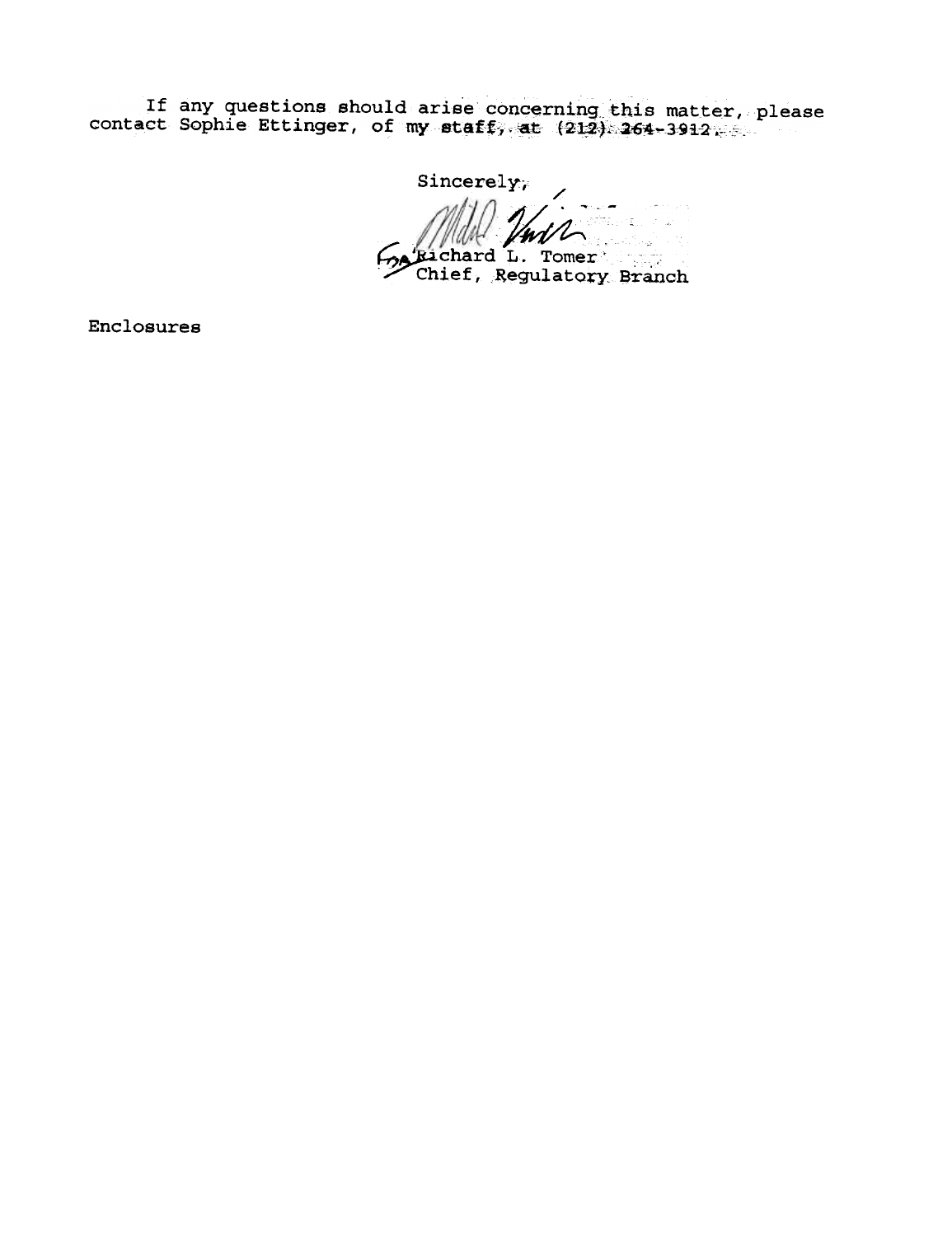If any questions should arise concerning this matter, please contact Sophie Ettinger, of my staff, at (212) 264-3912.

Sincerely,

For Richard L. Tomer
Chief, Regulatory Branch

Enclosures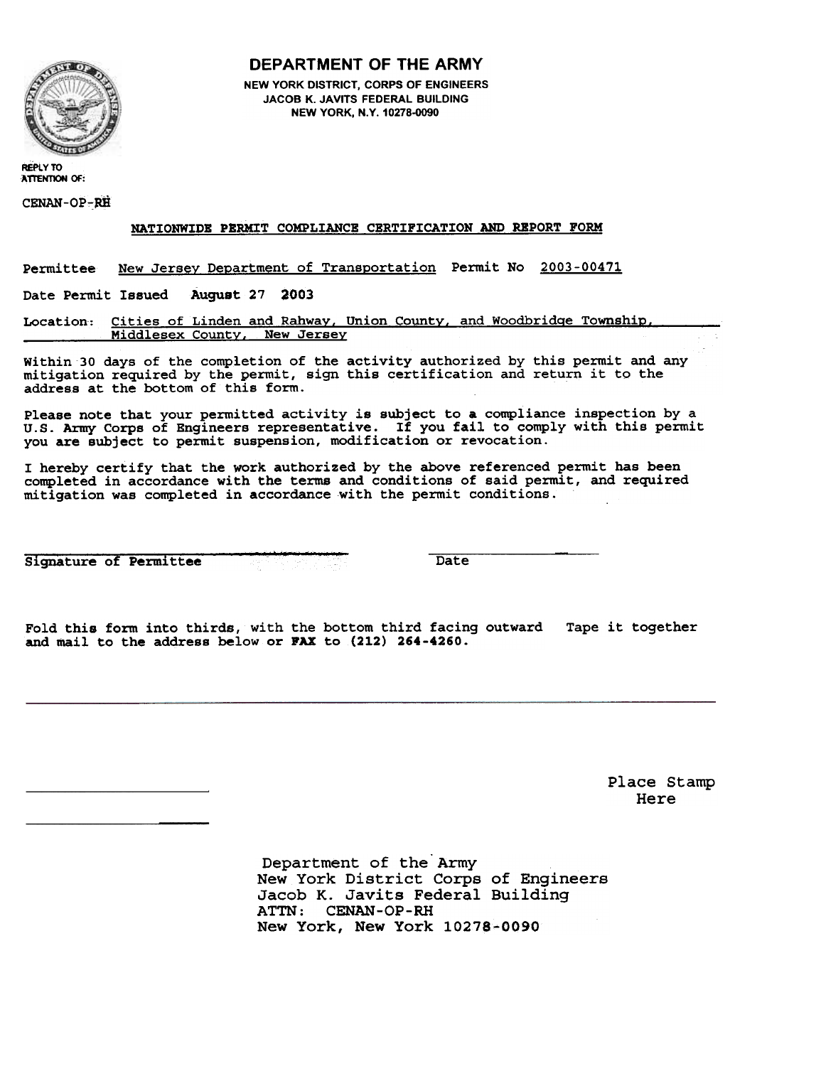# DEPARTMENT OF THE ARMY

**NEW YORK DISTRICT, CORPS OF ENGINEERS**
**JACOB K. JAVITS FEDERAL BUILDING**
**NEW YORK, N.Y. 10278-0090**

**REPLY TO ATTENTION OF:**

CENAN-OP-RH

## NATIONWIDE PERMIT COMPLIANCE CERTIFICATION AND REPORT FORM

Permittee New Jersey Department of Transportation Permit No 2003-00471

Date Permit Issued **August 27 2003**

Location: Cities of Linden and Rahway, Union County, and Woodbridge Township, Middlesex County, New Jersey

Within 30 days of the completion of the activity authorized by this permit and any mitigation required by the permit, sign this certification and return it to the address at the bottom of this form.

Please note that your permitted activity is subject to a compliance inspection by a U.S. Army Corps of Engineers representative. If you fail to comply with this permit you are subject to permit suspension, modification or revocation.

I hereby certify that the work authorized by the above referenced permit has been completed in accordance with the terms and conditions of said permit, and required mitigation was completed in accordance with the permit conditions.

______________________________ ____________________
Signature of Permittee Date

Fold this form into thirds, with the bottom third facing outward Tape it together and mail to the address below or FAX to (212) 264-4260.

______________________________

______________________________

Place Stamp Here

Department of the Army
New York District Corps of Engineers
Jacob K. Javits Federal Building
ATTN: CENAN-OP-RH
New York, New York 10278-0090